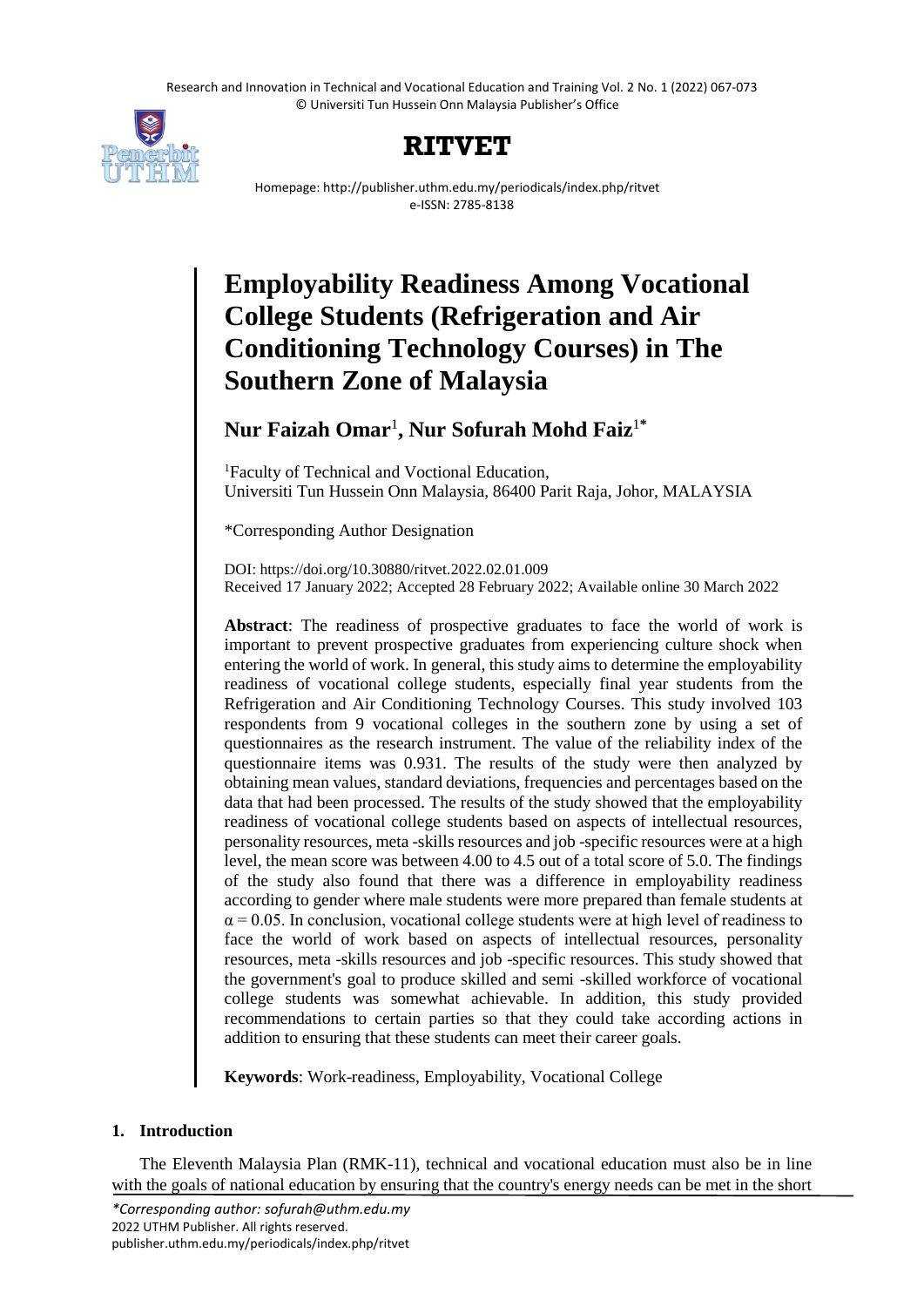# Employability Readiness Among Vocational College Students (Refrigeration and Air Conditioning Technology Courses) in The Southern Zone of Malaysia

**Nur Faizah Omar**[1], **Nur Sofurah Mohd Faiz**[1*]

[1]Faculty of Technical and Voctional Education, Universiti Tun Hussein Onn Malaysia, 86400 Parit Raja, Johor, MALAYSIA

*Corresponding Author Designation

DOI: https://doi.org/10.30880/ritvet.2022.02.01.009
Received 17 January 2022; Accepted 28 February 2022; Available online 30 March 2022

**Abstract**: The readiness of prospective graduates to face the world of work is important to prevent prospective graduates from experiencing culture shock when entering the world of work. In general, this study aims to determine the employability readiness of vocational college students, especially final year students from the Refrigeration and Air Conditioning Technology Courses. This study involved 103 respondents from 9 vocational colleges in the southern zone by using a set of questionnaires as the research instrument. The value of the reliability index of the questionnaire items was 0.931. The results of the study were then analyzed by obtaining mean values, standard deviations, frequencies and percentages based on the data that had been processed. The results of the study showed that the employability readiness of vocational college students based on aspects of intellectual resources, personality resources, meta -skills resources and job -specific resources were at a high level, the mean score was between 4.00 to 4.5 out of a total score of 5.0. The findings of the study also found that there was a difference in employability readiness according to gender where male students were more prepared than female students at $\alpha = 0.05$. In conclusion, vocational college students were at high level of readiness to face the world of work based on aspects of intellectual resources, personality resources, meta -skills resources and job -specific resources. This study showed that the government's goal to produce skilled and semi -skilled workforce of vocational college students was somewhat achievable. In addition, this study provided recommendations to certain parties so that they could take according actions in addition to ensuring that these students can meet their career goals.

**Keywords**: Work-readiness, Employability, Vocational College

## 1. Introduction

The Eleventh Malaysia Plan (RMK-11), technical and vocational education must also be in line with the goals of national education by ensuring that the country's energy needs can be met in the short

*Corresponding author: sofurah@uthm.edu.my*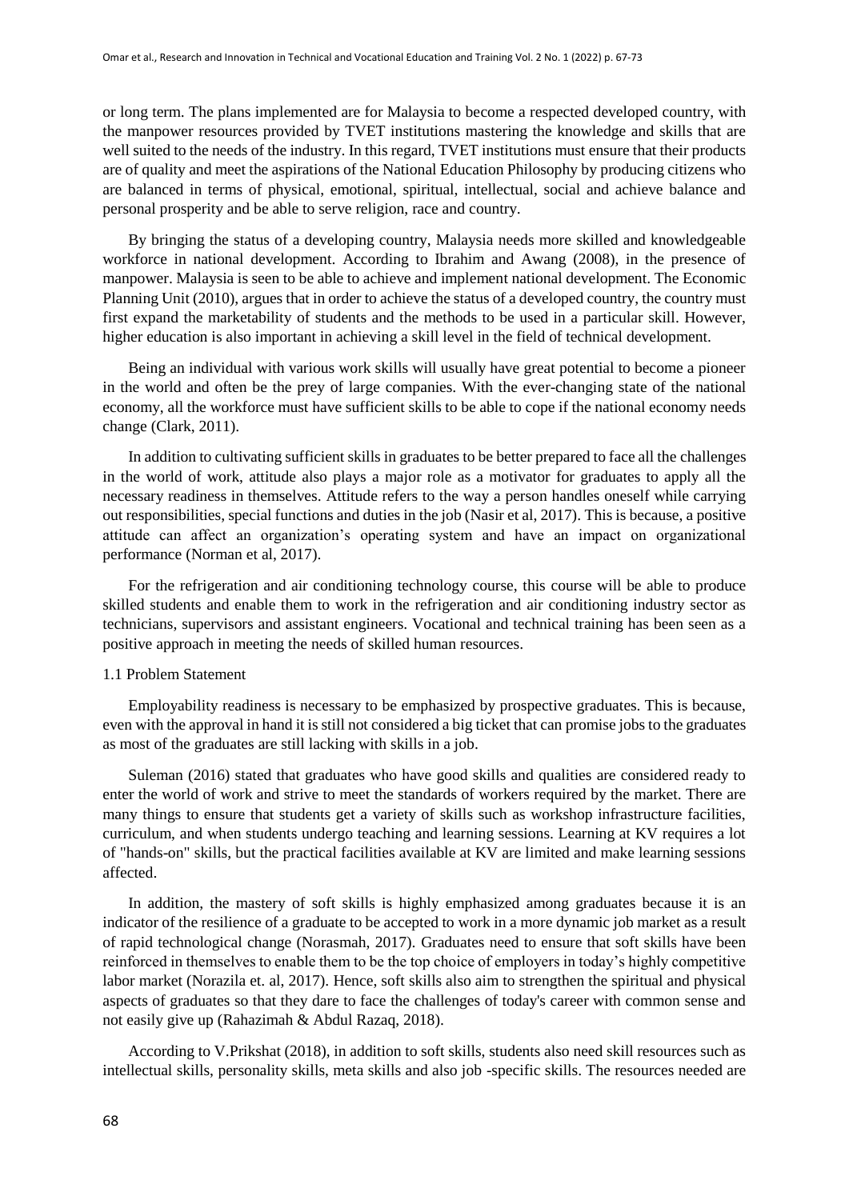or long term. The plans implemented are for Malaysia to become a respected developed country, with the manpower resources provided by TVET institutions mastering the knowledge and skills that are well suited to the needs of the industry. In this regard, TVET institutions must ensure that their products are of quality and meet the aspirations of the National Education Philosophy by producing citizens who are balanced in terms of physical, emotional, spiritual, intellectual, social and achieve balance and personal prosperity and be able to serve religion, race and country.

By bringing the status of a developing country, Malaysia needs more skilled and knowledgeable workforce in national development. According to Ibrahim and Awang (2008), in the presence of manpower. Malaysia is seen to be able to achieve and implement national development. The Economic Planning Unit (2010), argues that in order to achieve the status of a developed country, the country must first expand the marketability of students and the methods to be used in a particular skill. However, higher education is also important in achieving a skill level in the field of technical development.

Being an individual with various work skills will usually have great potential to become a pioneer in the world and often be the prey of large companies. With the ever-changing state of the national economy, all the workforce must have sufficient skills to be able to cope if the national economy needs change (Clark, 2011).

In addition to cultivating sufficient skills in graduates to be better prepared to face all the challenges in the world of work, attitude also plays a major role as a motivator for graduates to apply all the necessary readiness in themselves. Attitude refers to the way a person handles oneself while carrying out responsibilities, special functions and duties in the job (Nasir et al, 2017). This is because, a positive attitude can affect an organization's operating system and have an impact on organizational performance (Norman et al, 2017).

For the refrigeration and air conditioning technology course, this course will be able to produce skilled students and enable them to work in the refrigeration and air conditioning industry sector as technicians, supervisors and assistant engineers. Vocational and technical training has been seen as a positive approach in meeting the needs of skilled human resources.

### 1.1 Problem Statement

Employability readiness is necessary to be emphasized by prospective graduates. This is because, even with the approval in hand it is still not considered a big ticket that can promise jobs to the graduates as most of the graduates are still lacking with skills in a job.

Suleman (2016) stated that graduates who have good skills and qualities are considered ready to enter the world of work and strive to meet the standards of workers required by the market. There are many things to ensure that students get a variety of skills such as workshop infrastructure facilities, curriculum, and when students undergo teaching and learning sessions. Learning at KV requires a lot of "hands-on" skills, but the practical facilities available at KV are limited and make learning sessions affected.

In addition, the mastery of soft skills is highly emphasized among graduates because it is an indicator of the resilience of a graduate to be accepted to work in a more dynamic job market as a result of rapid technological change (Norasmah, 2017). Graduates need to ensure that soft skills have been reinforced in themselves to enable them to be the top choice of employers in today's highly competitive labor market (Norazila et. al, 2017). Hence, soft skills also aim to strengthen the spiritual and physical aspects of graduates so that they dare to face the challenges of today's career with common sense and not easily give up (Rahazimah & Abdul Razaq, 2018).

According to V.Prikshat (2018), in addition to soft skills, students also need skill resources such as intellectual skills, personality skills, meta skills and also job -specific skills. The resources needed are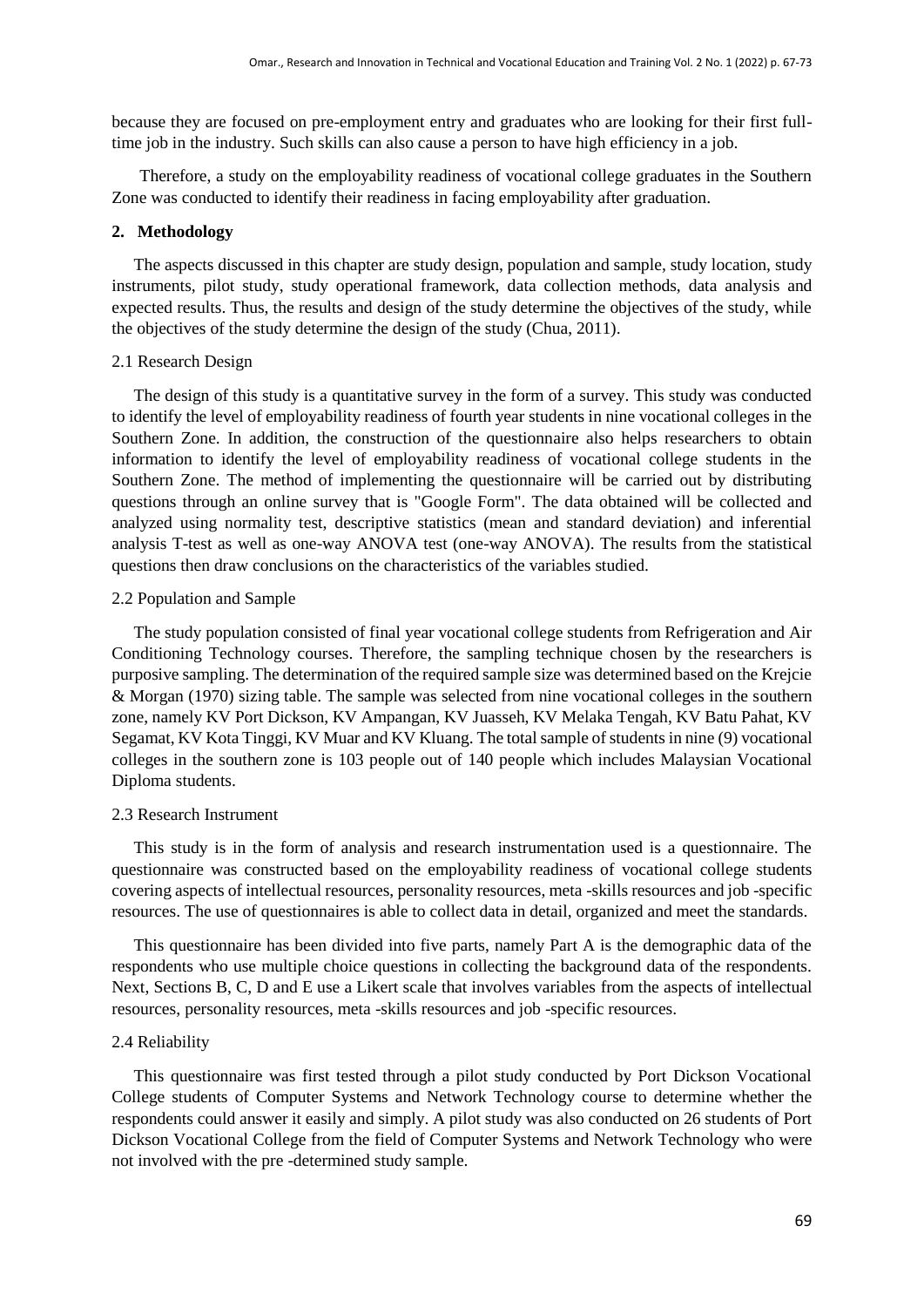because they are focused on pre-employment entry and graduates who are looking for their first full-time job in the industry. Such skills can also cause a person to have high efficiency in a job.

Therefore, a study on the employability readiness of vocational college graduates in the Southern Zone was conducted to identify their readiness in facing employability after graduation.

## 2. Methodology

The aspects discussed in this chapter are study design, population and sample, study location, study instruments, pilot study, study operational framework, data collection methods, data analysis and expected results. Thus, the results and design of the study determine the objectives of the study, while the objectives of the study determine the design of the study (Chua, 2011).

### 2.1 Research Design

The design of this study is a quantitative survey in the form of a survey. This study was conducted to identify the level of employability readiness of fourth year students in nine vocational colleges in the Southern Zone. In addition, the construction of the questionnaire also helps researchers to obtain information to identify the level of employability readiness of vocational college students in the Southern Zone. The method of implementing the questionnaire will be carried out by distributing questions through an online survey that is "Google Form". The data obtained will be collected and analyzed using normality test, descriptive statistics (mean and standard deviation) and inferential analysis T-test as well as one-way ANOVA test (one-way ANOVA). The results from the statistical questions then draw conclusions on the characteristics of the variables studied.

### 2.2 Population and Sample

The study population consisted of final year vocational college students from Refrigeration and Air Conditioning Technology courses. Therefore, the sampling technique chosen by the researchers is purposive sampling. The determination of the required sample size was determined based on the Krejcie & Morgan (1970) sizing table. The sample was selected from nine vocational colleges in the southern zone, namely KV Port Dickson, KV Ampangan, KV Juasseh, KV Melaka Tengah, KV Batu Pahat, KV Segamat, KV Kota Tinggi, KV Muar and KV Kluang. The total sample of students in nine (9) vocational colleges in the southern zone is 103 people out of 140 people which includes Malaysian Vocational Diploma students.

### 2.3 Research Instrument

This study is in the form of analysis and research instrumentation used is a questionnaire. The questionnaire was constructed based on the employability readiness of vocational college students covering aspects of intellectual resources, personality resources, meta -skills resources and job -specific resources. The use of questionnaires is able to collect data in detail, organized and meet the standards.

This questionnaire has been divided into five parts, namely Part A is the demographic data of the respondents who use multiple choice questions in collecting the background data of the respondents. Next, Sections B, C, D and E use a Likert scale that involves variables from the aspects of intellectual resources, personality resources, meta -skills resources and job -specific resources.

### 2.4 Reliability

This questionnaire was first tested through a pilot study conducted by Port Dickson Vocational College students of Computer Systems and Network Technology course to determine whether the respondents could answer it easily and simply. A pilot study was also conducted on 26 students of Port Dickson Vocational College from the field of Computer Systems and Network Technology who were not involved with the pre -determined study sample.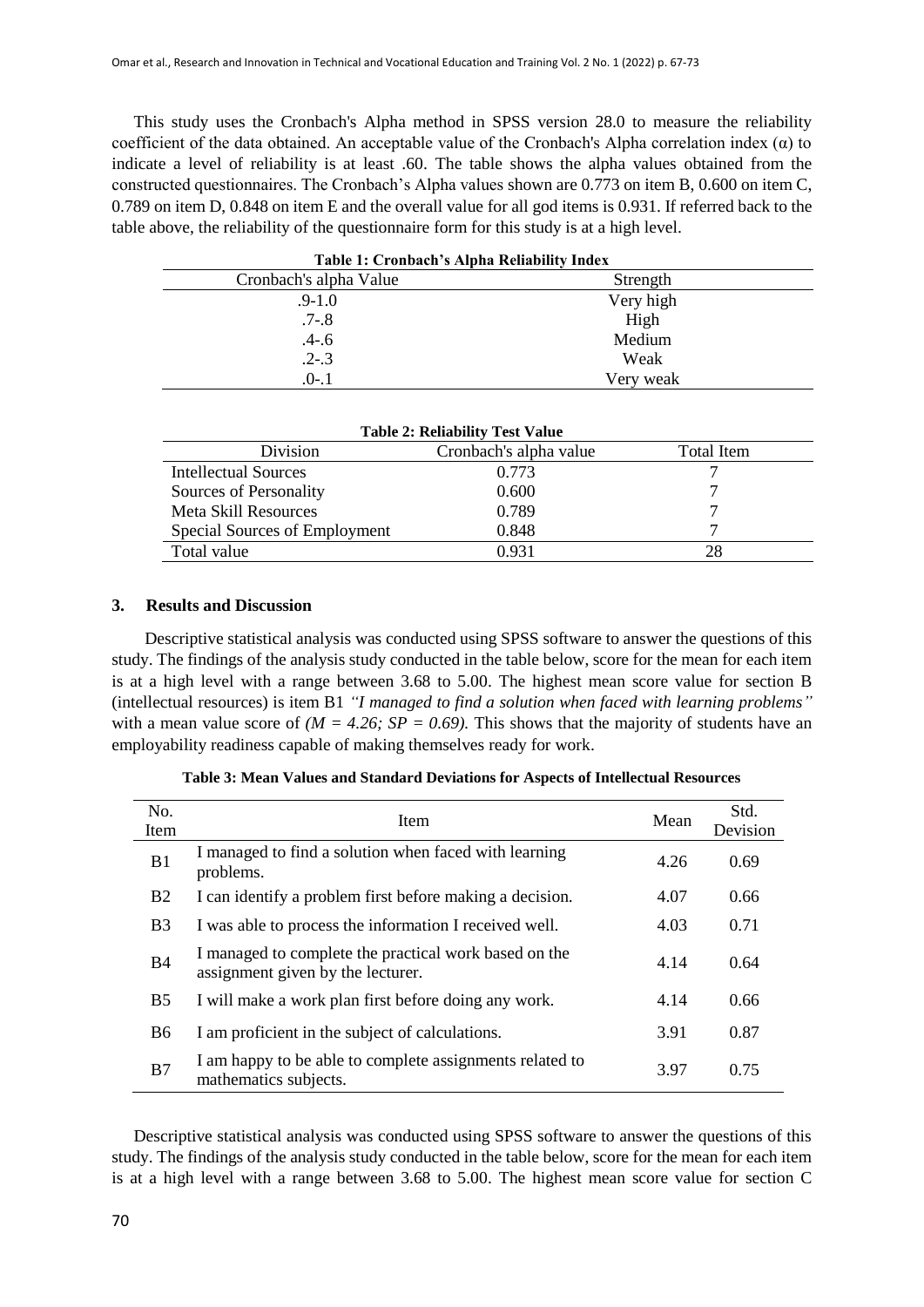This study uses the Cronbach's Alpha method in SPSS version 28.0 to measure the reliability coefficient of the data obtained. An acceptable value of the Cronbach's Alpha correlation index (α) to indicate a level of reliability is at least .60. The table shows the alpha values obtained from the constructed questionnaires. The Cronbach's Alpha values shown are 0.773 on item B, 0.600 on item C, 0.789 on item D, 0.848 on item E and the overall value for all god items is 0.931. If referred back to the table above, the reliability of the questionnaire form for this study is at a high level.

**Table 1: Cronbach's Alpha Reliability Index**

| Cronbach's alpha Value | Strength |
|---|---|
| .9-1.0 | Very high |
| .7-.8 | High |
| .4-.6 | Medium |
| .2-.3 | Weak |
| .0-.1 | Very weak |

**Table 2: Reliability Test Value**

| Division | Cronbach's alpha value | Total Item |
|---|---|---|
| Intellectual Sources | 0.773 | 7 |
| Sources of Personality | 0.600 | 7 |
| Meta Skill Resources | 0.789 | 7 |
| Special Sources of Employment | 0.848 | 7 |
| Total value | 0.931 | 28 |

## 3. Results and Discussion

Descriptive statistical analysis was conducted using SPSS software to answer the questions of this study. The findings of the analysis study conducted in the table below, score for the mean for each item is at a high level with a range between 3.68 to 5.00. The highest mean score value for section B (intellectual resources) is item B1 *"I managed to find a solution when faced with learning problems"* with a mean value score of *(M = 4.26; SP = 0.69)*. This shows that the majority of students have an employability readiness capable of making themselves ready for work.

**Table 3: Mean Values and Standard Deviations for Aspects of Intellectual Resources**

| No. Item | Item | Mean | Std. Devision |
|---|---|---|---|
| B1 | I managed to find a solution when faced with learning problems. | 4.26 | 0.69 |
| B2 | I can identify a problem first before making a decision. | 4.07 | 0.66 |
| B3 | I was able to process the information I received well. | 4.03 | 0.71 |
| B4 | I managed to complete the practical work based on the assignment given by the lecturer. | 4.14 | 0.64 |
| B5 | I will make a work plan first before doing any work. | 4.14 | 0.66 |
| B6 | I am proficient in the subject of calculations. | 3.91 | 0.87 |
| B7 | I am happy to be able to complete assignments related to mathematics subjects. | 3.97 | 0.75 |

Descriptive statistical analysis was conducted using SPSS software to answer the questions of this study. The findings of the analysis study conducted in the table below, score for the mean for each item is at a high level with a range between 3.68 to 5.00. The highest mean score value for section C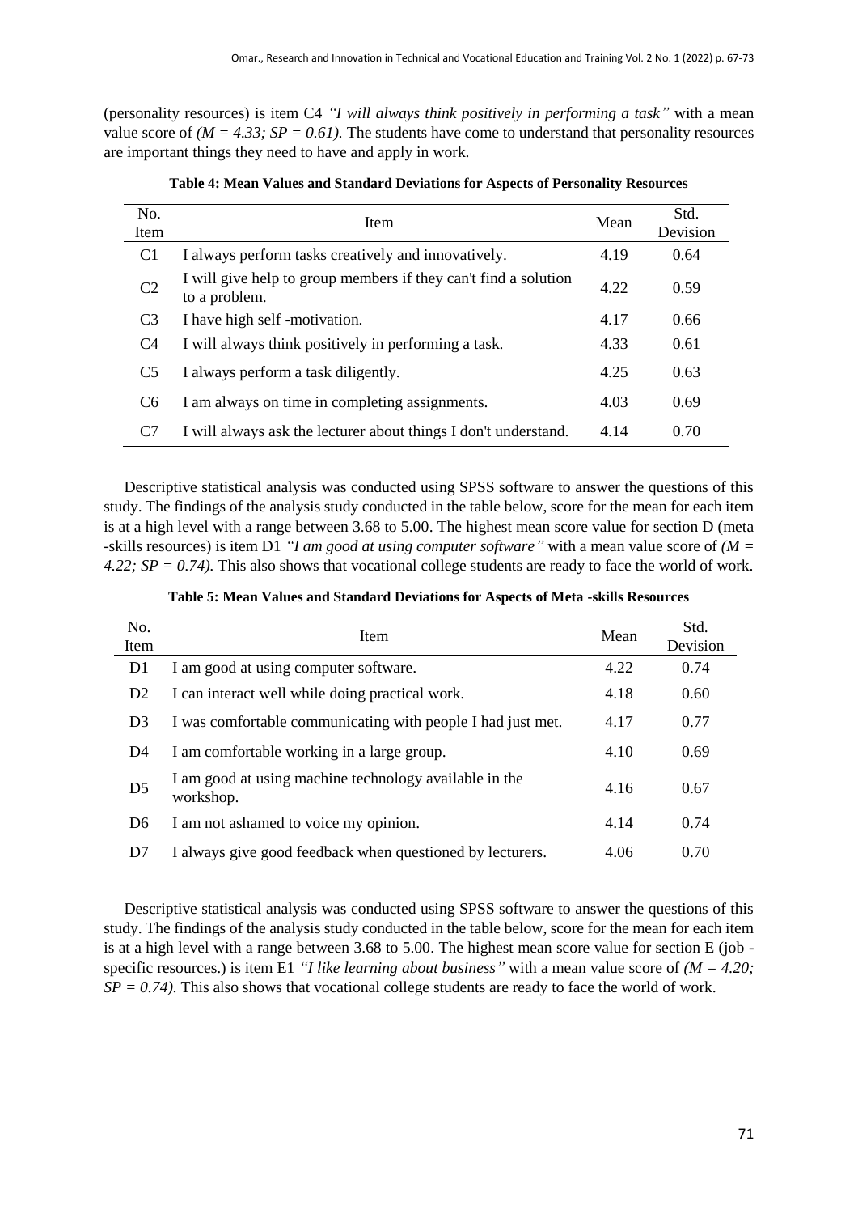(personality resources) is item C4 *"I will always think positively in performing a task"* with a mean value score of *(M = 4.33; SP = 0.61)*. The students have come to understand that personality resources are important things they need to have and apply in work.

**Table 4: Mean Values and Standard Deviations for Aspects of Personality Resources**

| No. Item | Item | Mean | Std. Devision |
|---|---|---|---|
| C1 | I always perform tasks creatively and innovatively. | 4.19 | 0.64 |
| C2 | I will give help to group members if they can't find a solution to a problem. | 4.22 | 0.59 |
| C3 | I have high self -motivation. | 4.17 | 0.66 |
| C4 | I will always think positively in performing a task. | 4.33 | 0.61 |
| C5 | I always perform a task diligently. | 4.25 | 0.63 |
| C6 | I am always on time in completing assignments. | 4.03 | 0.69 |
| C7 | I will always ask the lecturer about things I don't understand. | 4.14 | 0.70 |

Descriptive statistical analysis was conducted using SPSS software to answer the questions of this study. The findings of the analysis study conducted in the table below, score for the mean for each item is at a high level with a range between 3.68 to 5.00. The highest mean score value for section D (meta -skills resources) is item D1 *"I am good at using computer software"* with a mean value score of *(M = 4.22; SP = 0.74)*. This also shows that vocational college students are ready to face the world of work.

**Table 5: Mean Values and Standard Deviations for Aspects of Meta -skills Resources**

| No. Item | Item | Mean | Std. Devision |
|---|---|---|---|
| D1 | I am good at using computer software. | 4.22 | 0.74 |
| D2 | I can interact well while doing practical work. | 4.18 | 0.60 |
| D3 | I was comfortable communicating with people I had just met. | 4.17 | 0.77 |
| D4 | I am comfortable working in a large group. | 4.10 | 0.69 |
| D5 | I am good at using machine technology available in the workshop. | 4.16 | 0.67 |
| D6 | I am not ashamed to voice my opinion. | 4.14 | 0.74 |
| D7 | I always give good feedback when questioned by lecturers. | 4.06 | 0.70 |

Descriptive statistical analysis was conducted using SPSS software to answer the questions of this study. The findings of the analysis study conducted in the table below, score for the mean for each item is at a high level with a range between 3.68 to 5.00. The highest mean score value for section E (job - specific resources.) is item E1 *"I like learning about business"* with a mean value score of *(M = 4.20; SP = 0.74)*. This also shows that vocational college students are ready to face the world of work.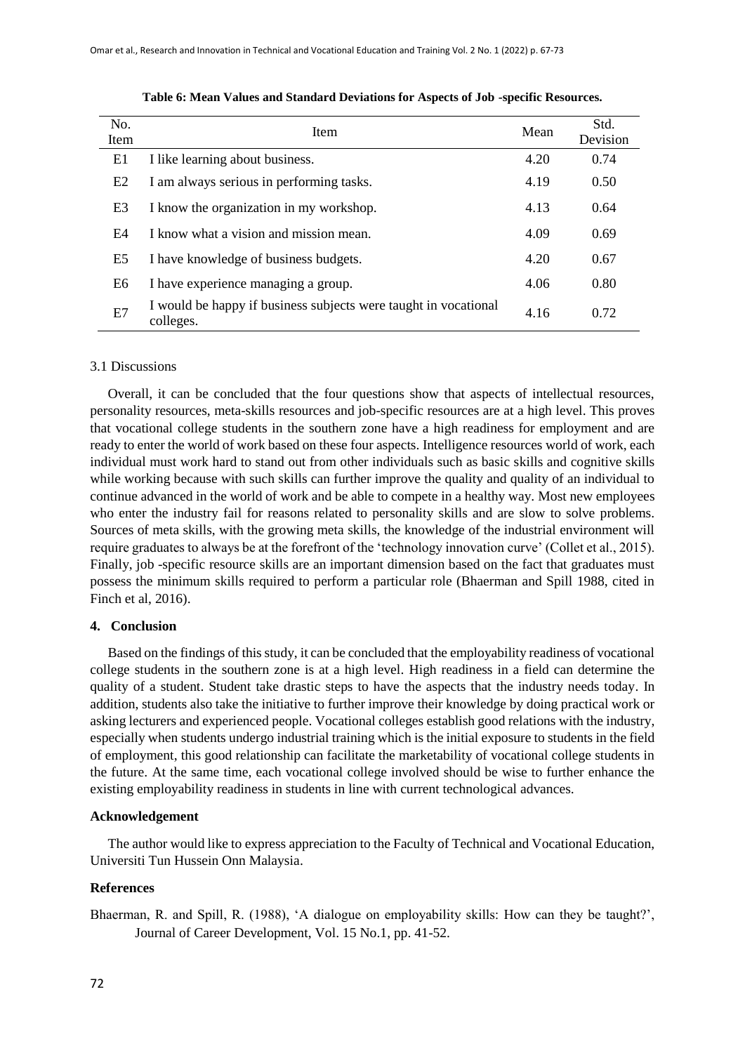**Table 6: Mean Values and Standard Deviations for Aspects of Job -specific Resources.**

| No. Item | Item | Mean | Std. Devision |
|---|---|---|---|
| E1 | I like learning about business. | 4.20 | 0.74 |
| E2 | I am always serious in performing tasks. | 4.19 | 0.50 |
| E3 | I know the organization in my workshop. | 4.13 | 0.64 |
| E4 | I know what a vision and mission mean. | 4.09 | 0.69 |
| E5 | I have knowledge of business budgets. | 4.20 | 0.67 |
| E6 | I have experience managing a group. | 4.06 | 0.80 |
| E7 | I would be happy if business subjects were taught in vocational colleges. | 4.16 | 0.72 |

### 3.1 Discussions

Overall, it can be concluded that the four questions show that aspects of intellectual resources, personality resources, meta-skills resources and job-specific resources are at a high level. This proves that vocational college students in the southern zone have a high readiness for employment and are ready to enter the world of work based on these four aspects. Intelligence resources world of work, each individual must work hard to stand out from other individuals such as basic skills and cognitive skills while working because with such skills can further improve the quality and quality of an individual to continue advanced in the world of work and be able to compete in a healthy way. Most new employees who enter the industry fail for reasons related to personality skills and are slow to solve problems. Sources of meta skills, with the growing meta skills, the knowledge of the industrial environment will require graduates to always be at the forefront of the 'technology innovation curve' (Collet et al., 2015). Finally, job -specific resource skills are an important dimension based on the fact that graduates must possess the minimum skills required to perform a particular role (Bhaerman and Spill 1988, cited in Finch et al, 2016).

## 4. Conclusion

Based on the findings of this study, it can be concluded that the employability readiness of vocational college students in the southern zone is at a high level. High readiness in a field can determine the quality of a student. Student take drastic steps to have the aspects that the industry needs today. In addition, students also take the initiative to further improve their knowledge by doing practical work or asking lecturers and experienced people. Vocational colleges establish good relations with the industry, especially when students undergo industrial training which is the initial exposure to students in the field of employment, this good relationship can facilitate the marketability of vocational college students in the future. At the same time, each vocational college involved should be wise to further enhance the existing employability readiness in students in line with current technological advances.

## Acknowledgement

The author would like to express appreciation to the Faculty of Technical and Vocational Education, Universiti Tun Hussein Onn Malaysia.

## References

Bhaerman, R. and Spill, R. (1988), 'A dialogue on employability skills: How can they be taught?', Journal of Career Development, Vol. 15 No.1, pp. 41-52.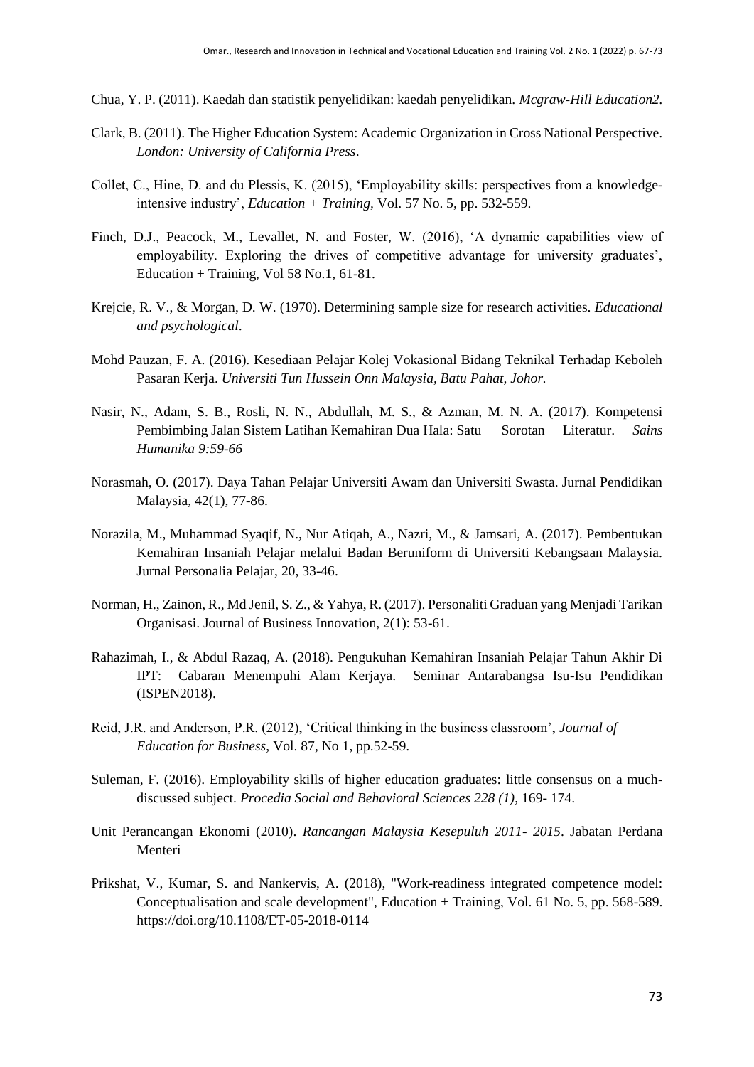Chua, Y. P. (2011). Kaedah dan statistik penyelidikan: kaedah penyelidikan. *Mcgraw-Hill Education2.*

Clark, B. (2011). The Higher Education System: Academic Organization in Cross National Perspective. *London: University of California Press*.

Collet, C., Hine, D. and du Plessis, K. (2015), 'Employability skills: perspectives from a knowledge-intensive industry', *Education + Training,* Vol. 57 No. 5, pp. 532-559.

Finch, D.J., Peacock, M., Levallet, N. and Foster, W. (2016), 'A dynamic capabilities view of employability. Exploring the drives of competitive advantage for university graduates', Education + Training, Vol 58 No.1, 61-81.

Krejcie, R. V., & Morgan, D. W. (1970). Determining sample size for research activities. *Educational and psychological*.

Mohd Pauzan, F. A. (2016). Kesediaan Pelajar Kolej Vokasional Bidang Teknikal Terhadap Keboleh Pasaran Kerja. *Universiti Tun Hussein Onn Malaysia, Batu Pahat, Johor.*

Nasir, N., Adam, S. B., Rosli, N. N., Abdullah, M. S., & Azman, M. N. A. (2017). Kompetensi Pembimbing Jalan Sistem Latihan Kemahiran Dua Hala: Satu Sorotan Literatur. *Sains Humanika 9:59-66*

Norasmah, O. (2017). Daya Tahan Pelajar Universiti Awam dan Universiti Swasta. Jurnal Pendidikan Malaysia, 42(1), 77-86.

Norazila, M., Muhammad Syaqif, N., Nur Atiqah, A., Nazri, M., & Jamsari, A. (2017). Pembentukan Kemahiran Insaniah Pelajar melalui Badan Beruniform di Universiti Kebangsaan Malaysia. Jurnal Personalia Pelajar, 20, 33-46.

Norman, H., Zainon, R., Md Jenil, S. Z., & Yahya, R. (2017). Personaliti Graduan yang Menjadi Tarikan Organisasi. Journal of Business Innovation, 2(1): 53-61.

Rahazimah, I., & Abdul Razaq, A. (2018). Pengukuhan Kemahiran Insaniah Pelajar Tahun Akhir Di IPT: Cabaran Menempuhi Alam Kerjaya. Seminar Antarabangsa Isu-Isu Pendidikan (ISPEN2018).

Reid, J.R. and Anderson, P.R. (2012), 'Critical thinking in the business classroom', *Journal of Education for Business*, Vol. 87, No 1, pp.52-59.

Suleman, F. (2016). Employability skills of higher education graduates: little consensus on a much-discussed subject. *Procedia Social and Behavioral Sciences 228 (1)*, 169- 174.

Unit Perancangan Ekonomi (2010). *Rancangan Malaysia Kesepuluh 2011- 2015*. Jabatan Perdana Menteri

Prikshat, V., Kumar, S. and Nankervis, A. (2018), "Work-readiness integrated competence model: Conceptualisation and scale development", Education + Training, Vol. 61 No. 5, pp. 568-589. https://doi.org/10.1108/ET-05-2018-0114